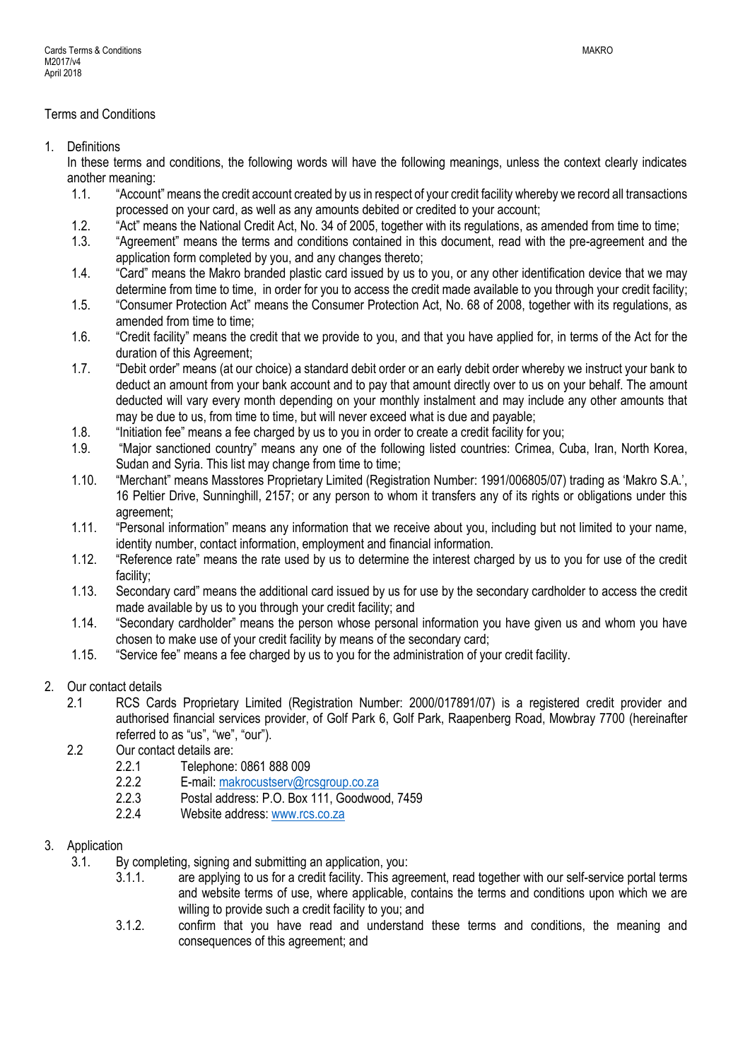Terms and Conditions

1. Definitions

   In these terms and conditions, the following words will have the following meanings, unless the context clearly indicates another meaning:

   1.1. "Account" means the credit account created by us in respect of your credit facility whereby we record all transactions processed on your card, as well as any amounts debited or credited to your account;

   1.2. "Act" means the National Credit Act, No. 34 of 2005, together with its regulations, as amended from time to time;

   1.3. "Agreement" means the terms and conditions contained in this document, read with the pre-agreement and the application form completed by you, and any changes thereto;

   1.4. "Card" means the Makro branded plastic card issued by us to you, or any other identification device that we may determine from time to time, in order for you to access the credit made available to you through your credit facility;

   1.5. "Consumer Protection Act" means the Consumer Protection Act, No. 68 of 2008, together with its regulations, as amended from time to time;

   1.6. "Credit facility" means the credit that we provide to you, and that you have applied for, in terms of the Act for the duration of this Agreement;

   1.7. "Debit order" means (at our choice) a standard debit order or an early debit order whereby we instruct your bank to deduct an amount from your bank account and to pay that amount directly over to us on your behalf. The amount deducted will vary every month depending on your monthly instalment and may include any other amounts that may be due to us, from time to time, but will never exceed what is due and payable;

   1.8. "Initiation fee" means a fee charged by us to you in order to create a credit facility for you;

   1.9. "Major sanctioned country" means any one of the following listed countries: Crimea, Cuba, Iran, North Korea, Sudan and Syria. This list may change from time to time;

   1.10. "Merchant" means Masstores Proprietary Limited (Registration Number: 1991/006805/07) trading as 'Makro S.A.', 16 Peltier Drive, Sunninghill, 2157; or any person to whom it transfers any of its rights or obligations under this agreement;

   1.11. "Personal information" means any information that we receive about you, including but not limited to your name, identity number, contact information, employment and financial information.

   1.12. "Reference rate" means the rate used by us to determine the interest charged by us to you for use of the credit facility;

   1.13. Secondary card" means the additional card issued by us for use by the secondary cardholder to access the credit made available by us to you through your credit facility; and

   1.14. "Secondary cardholder" means the person whose personal information you have given us and whom you have chosen to make use of your credit facility by means of the secondary card;

   1.15. "Service fee" means a fee charged by us to you for the administration of your credit facility.

2. Our contact details

   2.1 RCS Cards Proprietary Limited (Registration Number: 2000/017891/07) is a registered credit provider and authorised financial services provider, of Golf Park 6, Golf Park, Raapenberg Road, Mowbray 7700 (hereinafter referred to as "us", "we", "our").

   2.2 Our contact details are:

      2.2.1 Telephone: 0861 888 009

      2.2.2 E-mail: makrocustserv@rcsgroup.co.za

      2.2.3 Postal address: P.O. Box 111, Goodwood, 7459

      2.2.4 Website address: www.rcs.co.za

3. Application

   3.1. By completing, signing and submitting an application, you:

      3.1.1. are applying to us for a credit facility. This agreement, read together with our self-service portal terms and website terms of use, where applicable, contains the terms and conditions upon which we are willing to provide such a credit facility to you; and

      3.1.2. confirm that you have read and understand these terms and conditions, the meaning and consequences of this agreement; and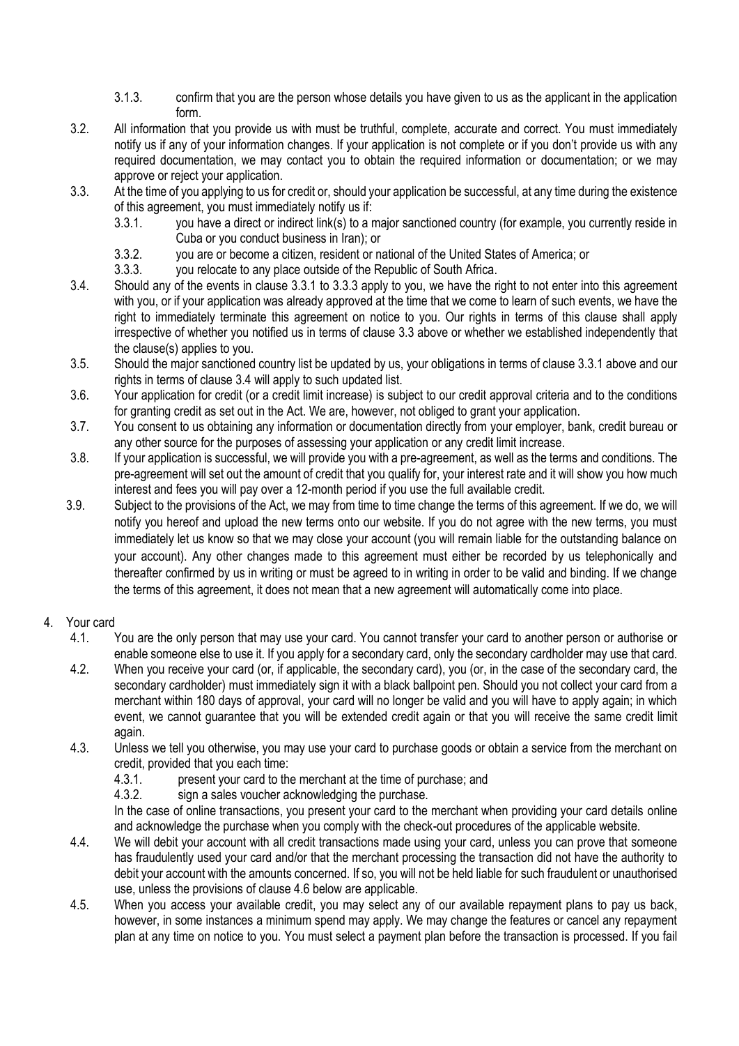3.1.3. confirm that you are the person whose details you have given to us as the applicant in the application form.

3.2. All information that you provide us with must be truthful, complete, accurate and correct. You must immediately notify us if any of your information changes. If your application is not complete or if you don't provide us with any required documentation, we may contact you to obtain the required information or documentation; or we may approve or reject your application.

3.3. At the time of you applying to us for credit or, should your application be successful, at any time during the existence of this agreement, you must immediately notify us if:

3.3.1. you have a direct or indirect link(s) to a major sanctioned country (for example, you currently reside in Cuba or you conduct business in Iran); or

3.3.2. you are or become a citizen, resident or national of the United States of America; or

3.3.3. you relocate to any place outside of the Republic of South Africa.

3.4. Should any of the events in clause 3.3.1 to 3.3.3 apply to you, we have the right to not enter into this agreement with you, or if your application was already approved at the time that we come to learn of such events, we have the right to immediately terminate this agreement on notice to you. Our rights in terms of this clause shall apply irrespective of whether you notified us in terms of clause 3.3 above or whether we established independently that the clause(s) applies to you.

3.5. Should the major sanctioned country list be updated by us, your obligations in terms of clause 3.3.1 above and our rights in terms of clause 3.4 will apply to such updated list.

3.6. Your application for credit (or a credit limit increase) is subject to our credit approval criteria and to the conditions for granting credit as set out in the Act. We are, however, not obliged to grant your application.

3.7. You consent to us obtaining any information or documentation directly from your employer, bank, credit bureau or any other source for the purposes of assessing your application or any credit limit increase.

3.8. If your application is successful, we will provide you with a pre-agreement, as well as the terms and conditions. The pre-agreement will set out the amount of credit that you qualify for, your interest rate and it will show you how much interest and fees you will pay over a 12-month period if you use the full available credit.

3.9. Subject to the provisions of the Act, we may from time to time change the terms of this agreement. If we do, we will notify you hereof and upload the new terms onto our website. If you do not agree with the new terms, you must immediately let us know so that we may close your account (you will remain liable for the outstanding balance on your account). Any other changes made to this agreement must either be recorded by us telephonically and thereafter confirmed by us in writing or must be agreed to in writing in order to be valid and binding. If we change the terms of this agreement, it does not mean that a new agreement will automatically come into place.

4. Your card

4.1. You are the only person that may use your card. You cannot transfer your card to another person or authorise or enable someone else to use it. If you apply for a secondary card, only the secondary cardholder may use that card.

4.2. When you receive your card (or, if applicable, the secondary card), you (or, in the case of the secondary card, the secondary cardholder) must immediately sign it with a black ballpoint pen. Should you not collect your card from a merchant within 180 days of approval, your card will no longer be valid and you will have to apply again; in which event, we cannot guarantee that you will be extended credit again or that you will receive the same credit limit again.

4.3. Unless we tell you otherwise, you may use your card to purchase goods or obtain a service from the merchant on credit, provided that you each time:

4.3.1. present your card to the merchant at the time of purchase; and

4.3.2. sign a sales voucher acknowledging the purchase.

In the case of online transactions, you present your card to the merchant when providing your card details online and acknowledge the purchase when you comply with the check-out procedures of the applicable website.

4.4. We will debit your account with all credit transactions made using your card, unless you can prove that someone has fraudulently used your card and/or that the merchant processing the transaction did not have the authority to debit your account with the amounts concerned. If so, you will not be held liable for such fraudulent or unauthorised use, unless the provisions of clause 4.6 below are applicable.

4.5. When you access your available credit, you may select any of our available repayment plans to pay us back, however, in some instances a minimum spend may apply. We may change the features or cancel any repayment plan at any time on notice to you. You must select a payment plan before the transaction is processed. If you fail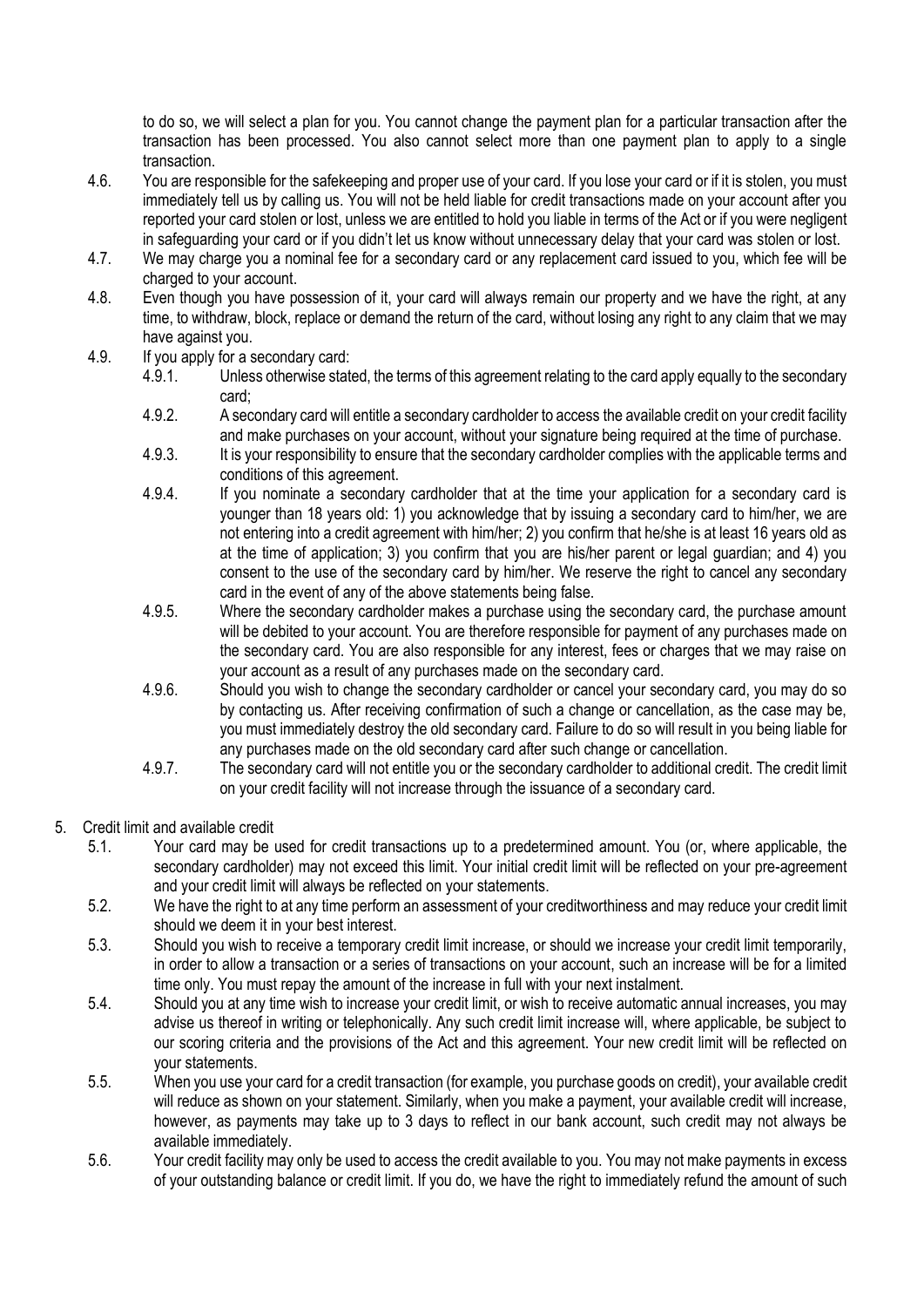to do so, we will select a plan for you. You cannot change the payment plan for a particular transaction after the transaction has been processed. You also cannot select more than one payment plan to apply to a single transaction.

4.6. You are responsible for the safekeeping and proper use of your card. If you lose your card or if it is stolen, you must immediately tell us by calling us. You will not be held liable for credit transactions made on your account after you reported your card stolen or lost, unless we are entitled to hold you liable in terms of the Act or if you were negligent in safeguarding your card or if you didn't let us know without unnecessary delay that your card was stolen or lost.

4.7. We may charge you a nominal fee for a secondary card or any replacement card issued to you, which fee will be charged to your account.

4.8. Even though you have possession of it, your card will always remain our property and we have the right, at any time, to withdraw, block, replace or demand the return of the card, without losing any right to any claim that we may have against you.

4.9. If you apply for a secondary card:

- 4.9.1. Unless otherwise stated, the terms of this agreement relating to the card apply equally to the secondary card;
- 4.9.2. A secondary card will entitle a secondary cardholder to access the available credit on your credit facility and make purchases on your account, without your signature being required at the time of purchase.
- 4.9.3. It is your responsibility to ensure that the secondary cardholder complies with the applicable terms and conditions of this agreement.
- 4.9.4. If you nominate a secondary cardholder that at the time your application for a secondary card is younger than 18 years old: 1) you acknowledge that by issuing a secondary card to him/her, we are not entering into a credit agreement with him/her; 2) you confirm that he/she is at least 16 years old as at the time of application; 3) you confirm that you are his/her parent or legal guardian; and 4) you consent to the use of the secondary card by him/her. We reserve the right to cancel any secondary card in the event of any of the above statements being false.
- 4.9.5. Where the secondary cardholder makes a purchase using the secondary card, the purchase amount will be debited to your account. You are therefore responsible for payment of any purchases made on the secondary card. You are also responsible for any interest, fees or charges that we may raise on your account as a result of any purchases made on the secondary card.
- 4.9.6. Should you wish to change the secondary cardholder or cancel your secondary card, you may do so by contacting us. After receiving confirmation of such a change or cancellation, as the case may be, you must immediately destroy the old secondary card. Failure to do so will result in you being liable for any purchases made on the old secondary card after such change or cancellation.
- 4.9.7. The secondary card will not entitle you or the secondary cardholder to additional credit. The credit limit on your credit facility will not increase through the issuance of a secondary card.

## 5. Credit limit and available credit

5.1. Your card may be used for credit transactions up to a predetermined amount. You (or, where applicable, the secondary cardholder) may not exceed this limit. Your initial credit limit will be reflected on your pre-agreement and your credit limit will always be reflected on your statements.

5.2. We have the right to at any time perform an assessment of your creditworthiness and may reduce your credit limit should we deem it in your best interest.

5.3. Should you wish to receive a temporary credit limit increase, or should we increase your credit limit temporarily, in order to allow a transaction or a series of transactions on your account, such an increase will be for a limited time only. You must repay the amount of the increase in full with your next instalment.

5.4. Should you at any time wish to increase your credit limit, or wish to receive automatic annual increases, you may advise us thereof in writing or telephonically. Any such credit limit increase will, where applicable, be subject to our scoring criteria and the provisions of the Act and this agreement. Your new credit limit will be reflected on your statements.

5.5. When you use your card for a credit transaction (for example, you purchase goods on credit), your available credit will reduce as shown on your statement. Similarly, when you make a payment, your available credit will increase, however, as payments may take up to 3 days to reflect in our bank account, such credit may not always be available immediately.

5.6. Your credit facility may only be used to access the credit available to you. You may not make payments in excess of your outstanding balance or credit limit. If you do, we have the right to immediately refund the amount of such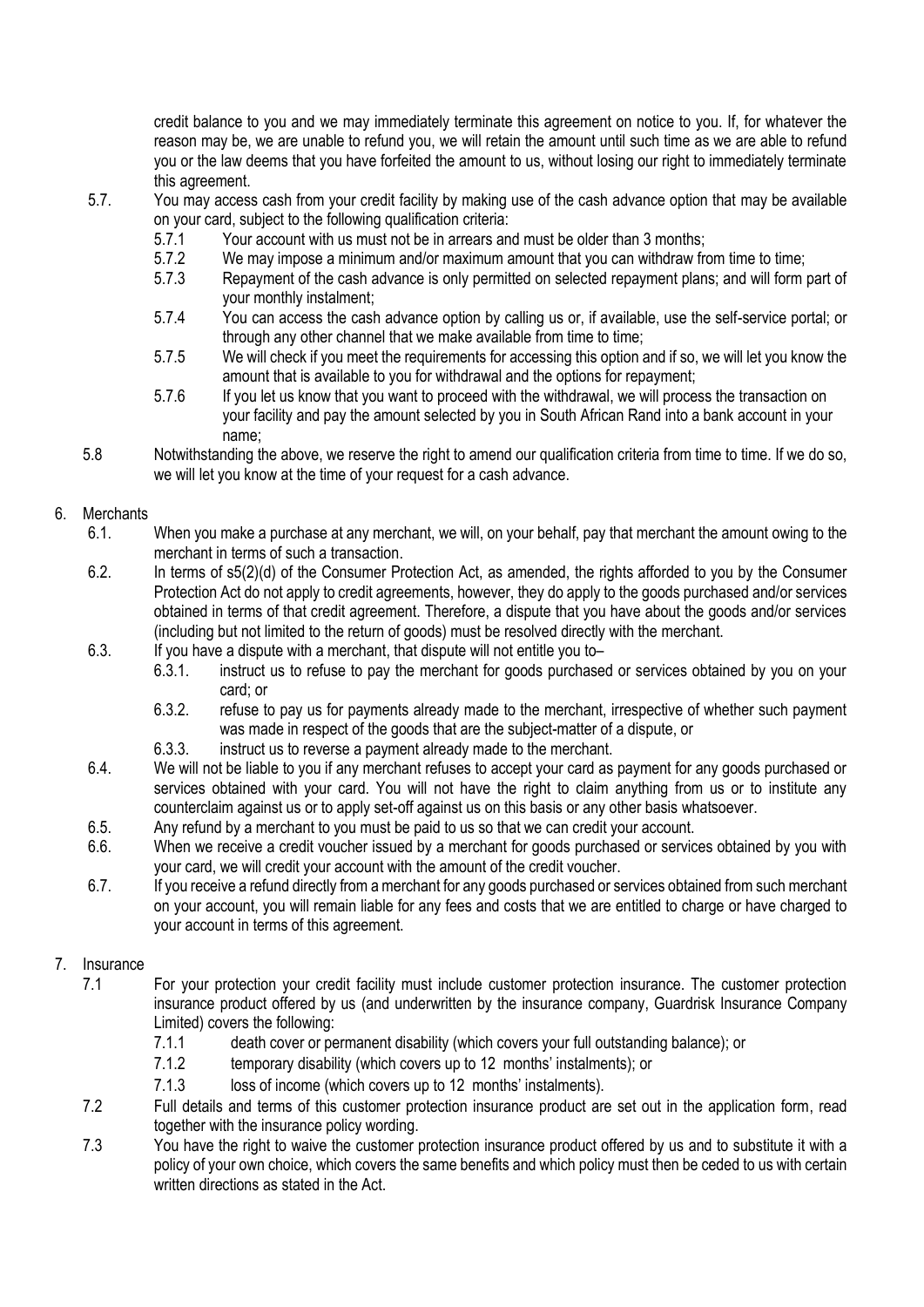credit balance to you and we may immediately terminate this agreement on notice to you. If, for whatever the reason may be, we are unable to refund you, we will retain the amount until such time as we are able to refund you or the law deems that you have forfeited the amount to us, without losing our right to immediately terminate this agreement.

5.7. You may access cash from your credit facility by making use of the cash advance option that may be available on your card, subject to the following qualification criteria:

- 5.7.1 Your account with us must not be in arrears and must be older than 3 months;
- 5.7.2 We may impose a minimum and/or maximum amount that you can withdraw from time to time;
- 5.7.3 Repayment of the cash advance is only permitted on selected repayment plans; and will form part of your monthly instalment;
- 5.7.4 You can access the cash advance option by calling us or, if available, use the self-service portal; or through any other channel that we make available from time to time;
- 5.7.5 We will check if you meet the requirements for accessing this option and if so, we will let you know the amount that is available to you for withdrawal and the options for repayment;
- 5.7.6 If you let us know that you want to proceed with the withdrawal, we will process the transaction on your facility and pay the amount selected by you in South African Rand into a bank account in your name;

5.8 Notwithstanding the above, we reserve the right to amend our qualification criteria from time to time. If we do so, we will let you know at the time of your request for a cash advance.

6. Merchants

6.1. When you make a purchase at any merchant, we will, on your behalf, pay that merchant the amount owing to the merchant in terms of such a transaction.

6.2. In terms of s5(2)(d) of the Consumer Protection Act, as amended, the rights afforded to you by the Consumer Protection Act do not apply to credit agreements, however, they do apply to the goods purchased and/or services obtained in terms of that credit agreement. Therefore, a dispute that you have about the goods and/or services (including but not limited to the return of goods) must be resolved directly with the merchant.

6.3. If you have a dispute with a merchant, that dispute will not entitle you to–

- 6.3.1. instruct us to refuse to pay the merchant for goods purchased or services obtained by you on your card; or
- 6.3.2. refuse to pay us for payments already made to the merchant, irrespective of whether such payment was made in respect of the goods that are the subject-matter of a dispute, or
- 6.3.3. instruct us to reverse a payment already made to the merchant.

6.4. We will not be liable to you if any merchant refuses to accept your card as payment for any goods purchased or services obtained with your card. You will not have the right to claim anything from us or to institute any counterclaim against us or to apply set-off against us on this basis or any other basis whatsoever.

6.5. Any refund by a merchant to you must be paid to us so that we can credit your account.

6.6. When we receive a credit voucher issued by a merchant for goods purchased or services obtained by you with your card, we will credit your account with the amount of the credit voucher.

6.7. If you receive a refund directly from a merchant for any goods purchased or services obtained from such merchant on your account, you will remain liable for any fees and costs that we are entitled to charge or have charged to your account in terms of this agreement.

7. Insurance

7.1 For your protection your credit facility must include customer protection insurance. The customer protection insurance product offered by us (and underwritten by the insurance company, Guardrisk Insurance Company Limited) covers the following:

- 7.1.1 death cover or permanent disability (which covers your full outstanding balance); or
- 7.1.2 temporary disability (which covers up to 12 months' instalments); or
- 7.1.3 loss of income (which covers up to 12 months' instalments).

7.2 Full details and terms of this customer protection insurance product are set out in the application form, read together with the insurance policy wording.

7.3 You have the right to waive the customer protection insurance product offered by us and to substitute it with a policy of your own choice, which covers the same benefits and which policy must then be ceded to us with certain written directions as stated in the Act.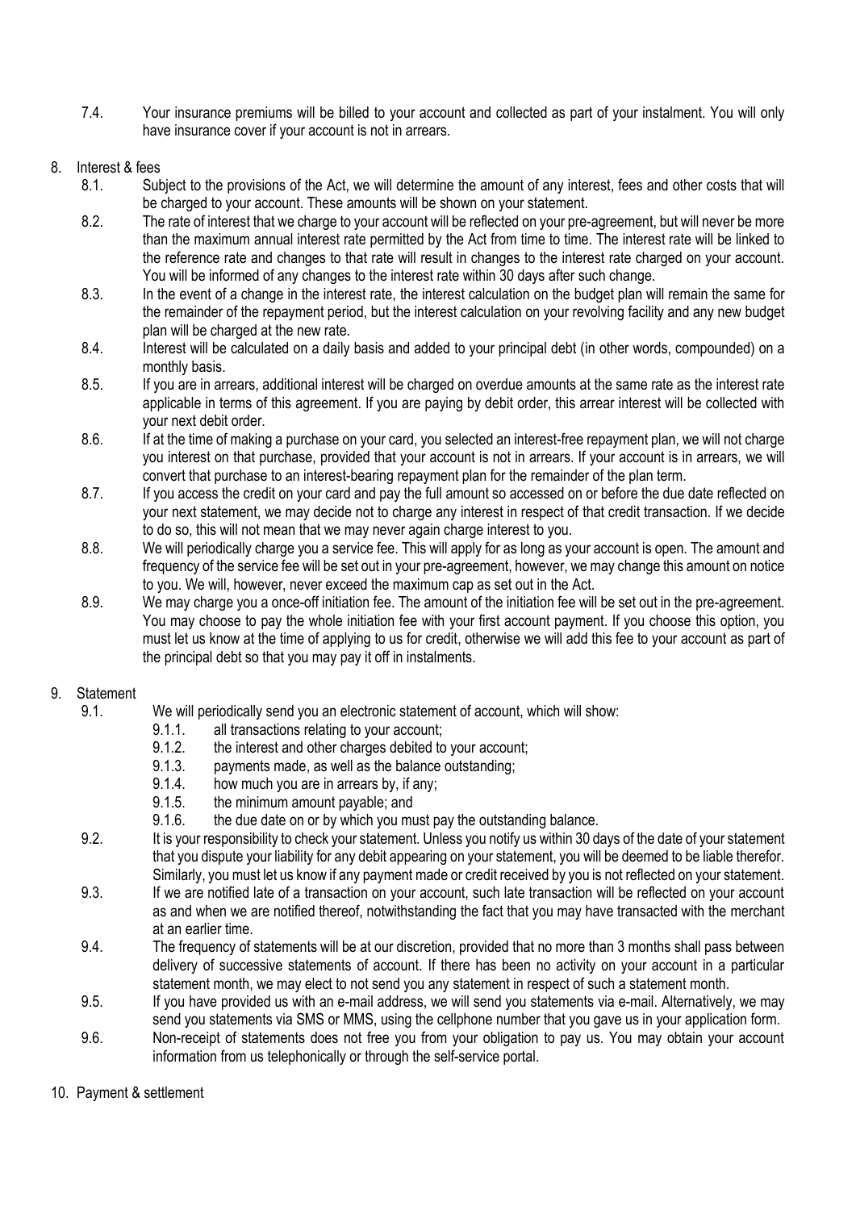7.4. Your insurance premiums will be billed to your account and collected as part of your instalment. You will only have insurance cover if your account is not in arrears.

8. Interest & fees

8.1. Subject to the provisions of the Act, we will determine the amount of any interest, fees and other costs that will be charged to your account. These amounts will be shown on your statement.

8.2. The rate of interest that we charge to your account will be reflected on your pre-agreement, but will never be more than the maximum annual interest rate permitted by the Act from time to time. The interest rate will be linked to the reference rate and changes to that rate will result in changes to the interest rate charged on your account. You will be informed of any changes to the interest rate within 30 days after such change.

8.3. In the event of a change in the interest rate, the interest calculation on the budget plan will remain the same for the remainder of the repayment period, but the interest calculation on your revolving facility and any new budget plan will be charged at the new rate.

8.4. Interest will be calculated on a daily basis and added to your principal debt (in other words, compounded) on a monthly basis.

8.5. If you are in arrears, additional interest will be charged on overdue amounts at the same rate as the interest rate applicable in terms of this agreement. If you are paying by debit order, this arrear interest will be collected with your next debit order.

8.6. If at the time of making a purchase on your card, you selected an interest-free repayment plan, we will not charge you interest on that purchase, provided that your account is not in arrears. If your account is in arrears, we will convert that purchase to an interest-bearing repayment plan for the remainder of the plan term.

8.7. If you access the credit on your card and pay the full amount so accessed on or before the due date reflected on your next statement, we may decide not to charge any interest in respect of that credit transaction. If we decide to do so, this will not mean that we may never again charge interest to you.

8.8. We will periodically charge you a service fee. This will apply for as long as your account is open. The amount and frequency of the service fee will be set out in your pre-agreement, however, we may change this amount on notice to you. We will, however, never exceed the maximum cap as set out in the Act.

8.9. We may charge you a once-off initiation fee. The amount of the initiation fee will be set out in the pre-agreement. You may choose to pay the whole initiation fee with your first account payment. If you choose this option, you must let us know at the time of applying to us for credit, otherwise we will add this fee to your account as part of the principal debt so that you may pay it off in instalments.

9. Statement

9.1. We will periodically send you an electronic statement of account, which will show:

9.1.1. all transactions relating to your account;

9.1.2. the interest and other charges debited to your account;

9.1.3. payments made, as well as the balance outstanding;

9.1.4. how much you are in arrears by, if any;

9.1.5. the minimum amount payable; and

9.1.6. the due date on or by which you must pay the outstanding balance.

9.2. It is your responsibility to check your statement. Unless you notify us within 30 days of the date of your statement that you dispute your liability for any debit appearing on your statement, you will be deemed to be liable therefor. Similarly, you must let us know if any payment made or credit received by you is not reflected on your statement.

9.3. If we are notified late of a transaction on your account, such late transaction will be reflected on your account as and when we are notified thereof, notwithstanding the fact that you may have transacted with the merchant at an earlier time.

9.4. The frequency of statements will be at our discretion, provided that no more than 3 months shall pass between delivery of successive statements of account. If there has been no activity on your account in a particular statement month, we may elect to not send you any statement in respect of such a statement month.

9.5. If you have provided us with an e-mail address, we will send you statements via e-mail. Alternatively, we may send you statements via SMS or MMS, using the cellphone number that you gave us in your application form.

9.6. Non-receipt of statements does not free you from your obligation to pay us. You may obtain your account information from us telephonically or through the self-service portal.

10. Payment & settlement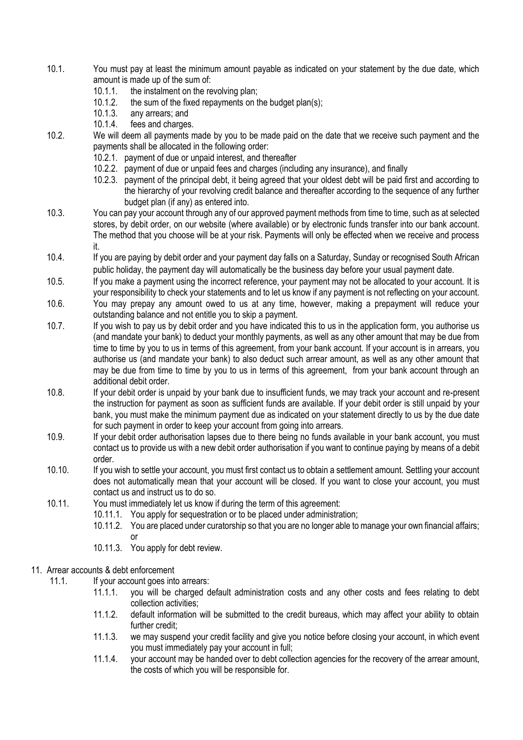10.1. You must pay at least the minimum amount payable as indicated on your statement by the due date, which amount is made up of the sum of:

- 10.1.1. the instalment on the revolving plan;
- 10.1.2. the sum of the fixed repayments on the budget plan(s);
- 10.1.3. any arrears; and
- 10.1.4. fees and charges.

10.2. We will deem all payments made by you to be made paid on the date that we receive such payment and the payments shall be allocated in the following order:

- 10.2.1. payment of due or unpaid interest, and thereafter
- 10.2.2. payment of due or unpaid fees and charges (including any insurance), and finally
- 10.2.3. payment of the principal debt, it being agreed that your oldest debt will be paid first and according to the hierarchy of your revolving credit balance and thereafter according to the sequence of any further budget plan (if any) as entered into.

10.3. You can pay your account through any of our approved payment methods from time to time, such as at selected stores, by debit order, on our website (where available) or by electronic funds transfer into our bank account. The method that you choose will be at your risk. Payments will only be effected when we receive and process it.

10.4. If you are paying by debit order and your payment day falls on a Saturday, Sunday or recognised South African public holiday, the payment day will automatically be the business day before your usual payment date.

10.5. If you make a payment using the incorrect reference, your payment may not be allocated to your account. It is your responsibility to check your statements and to let us know if any payment is not reflecting on your account.

10.6. You may prepay any amount owed to us at any time, however, making a prepayment will reduce your outstanding balance and not entitle you to skip a payment.

10.7. If you wish to pay us by debit order and you have indicated this to us in the application form, you authorise us (and mandate your bank) to deduct your monthly payments, as well as any other amount that may be due from time to time by you to us in terms of this agreement, from your bank account. If your account is in arrears, you authorise us (and mandate your bank) to also deduct such arrear amount, as well as any other amount that may be due from time to time by you to us in terms of this agreement, from your bank account through an additional debit order.

10.8. If your debit order is unpaid by your bank due to insufficient funds, we may track your account and re-present the instruction for payment as soon as sufficient funds are available. If your debit order is still unpaid by your bank, you must make the minimum payment due as indicated on your statement directly to us by the due date for such payment in order to keep your account from going into arrears.

10.9. If your debit order authorisation lapses due to there being no funds available in your bank account, you must contact us to provide us with a new debit order authorisation if you want to continue paying by means of a debit order.

10.10. If you wish to settle your account, you must first contact us to obtain a settlement amount. Settling your account does not automatically mean that your account will be closed. If you want to close your account, you must contact us and instruct us to do so.

10.11. You must immediately let us know if during the term of this agreement:

- 10.11.1. You apply for sequestration or to be placed under administration;
- 10.11.2. You are placed under curatorship so that you are no longer able to manage your own financial affairs; or
- 10.11.3. You apply for debt review.

## 11. Arrear accounts & debt enforcement

11.1. If your account goes into arrears:

- 11.1.1. you will be charged default administration costs and any other costs and fees relating to debt collection activities;
- 11.1.2. default information will be submitted to the credit bureaus, which may affect your ability to obtain further credit;
- 11.1.3. we may suspend your credit facility and give you notice before closing your account, in which event you must immediately pay your account in full;
- 11.1.4. your account may be handed over to debt collection agencies for the recovery of the arrear amount, the costs of which you will be responsible for.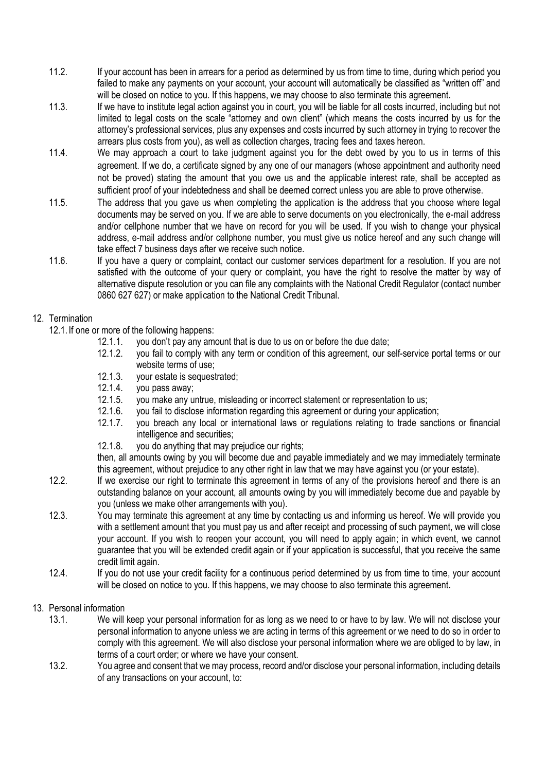11.2. If your account has been in arrears for a period as determined by us from time to time, during which period you failed to make any payments on your account, your account will automatically be classified as "written off" and will be closed on notice to you. If this happens, we may choose to also terminate this agreement.

11.3. If we have to institute legal action against you in court, you will be liable for all costs incurred, including but not limited to legal costs on the scale "attorney and own client" (which means the costs incurred by us for the attorney's professional services, plus any expenses and costs incurred by such attorney in trying to recover the arrears plus costs from you), as well as collection charges, tracing fees and taxes hereon.

11.4. We may approach a court to take judgment against you for the debt owed by you to us in terms of this agreement. If we do, a certificate signed by any one of our managers (whose appointment and authority need not be proved) stating the amount that you owe us and the applicable interest rate, shall be accepted as sufficient proof of your indebtedness and shall be deemed correct unless you are able to prove otherwise.

11.5. The address that you gave us when completing the application is the address that you choose where legal documents may be served on you. If we are able to serve documents on you electronically, the e-mail address and/or cellphone number that we have on record for you will be used. If you wish to change your physical address, e-mail address and/or cellphone number, you must give us notice hereof and any such change will take effect 7 business days after we receive such notice.

11.6. If you have a query or complaint, contact our customer services department for a resolution. If you are not satisfied with the outcome of your query or complaint, you have the right to resolve the matter by way of alternative dispute resolution or you can file any complaints with the National Credit Regulator (contact number 0860 627 627) or make application to the National Credit Tribunal.

12. Termination

12.1. If one or more of the following happens:

12.1.1. you don't pay any amount that is due to us on or before the due date;

12.1.2. you fail to comply with any term or condition of this agreement, our self-service portal terms or our website terms of use;

12.1.3. your estate is sequestrated;

12.1.4. you pass away;

12.1.5. you make any untrue, misleading or incorrect statement or representation to us;

12.1.6. you fail to disclose information regarding this agreement or during your application;

12.1.7. you breach any local or international laws or regulations relating to trade sanctions or financial intelligence and securities;

12.1.8. you do anything that may prejudice our rights;

then, all amounts owing by you will become due and payable immediately and we may immediately terminate this agreement, without prejudice to any other right in law that we may have against you (or your estate).

12.2. If we exercise our right to terminate this agreement in terms of any of the provisions hereof and there is an outstanding balance on your account, all amounts owing by you will immediately become due and payable by you (unless we make other arrangements with you).

12.3. You may terminate this agreement at any time by contacting us and informing us hereof. We will provide you with a settlement amount that you must pay us and after receipt and processing of such payment, we will close your account. If you wish to reopen your account, you will need to apply again; in which event, we cannot guarantee that you will be extended credit again or if your application is successful, that you receive the same credit limit again.

12.4. If you do not use your credit facility for a continuous period determined by us from time to time, your account will be closed on notice to you. If this happens, we may choose to also terminate this agreement.

13. Personal information

13.1. We will keep your personal information for as long as we need to or have to by law. We will not disclose your personal information to anyone unless we are acting in terms of this agreement or we need to do so in order to comply with this agreement. We will also disclose your personal information where we are obliged to by law, in terms of a court order; or where we have your consent.

13.2. You agree and consent that we may process, record and/or disclose your personal information, including details of any transactions on your account, to: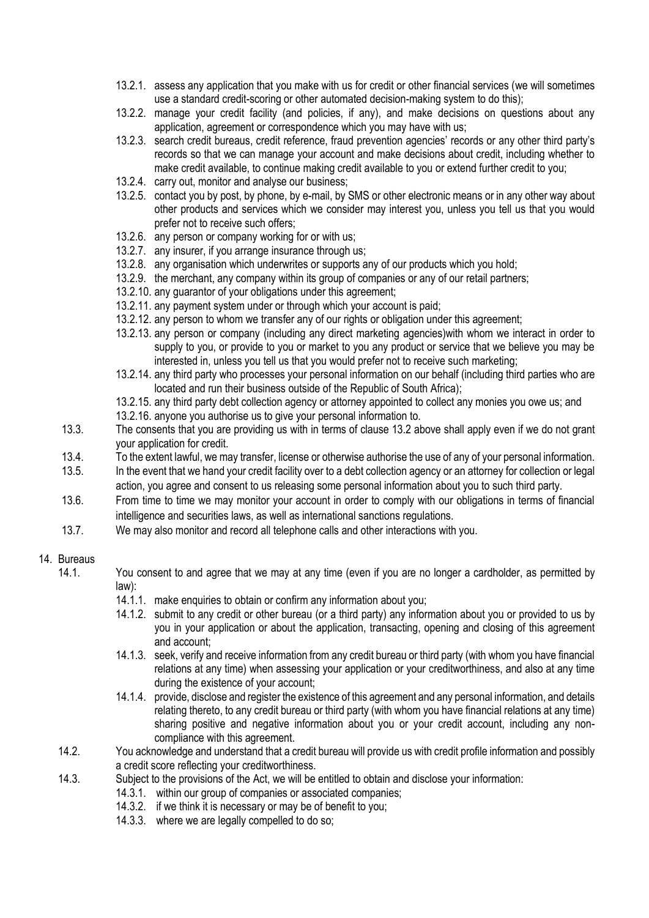13.2.1. assess any application that you make with us for credit or other financial services (we will sometimes use a standard credit-scoring or other automated decision-making system to do this);

13.2.2. manage your credit facility (and policies, if any), and make decisions on questions about any application, agreement or correspondence which you may have with us;

13.2.3. search credit bureaus, credit reference, fraud prevention agencies' records or any other third party's records so that we can manage your account and make decisions about credit, including whether to make credit available, to continue making credit available to you or extend further credit to you;

13.2.4. carry out, monitor and analyse our business;

13.2.5. contact you by post, by phone, by e-mail, by SMS or other electronic means or in any other way about other products and services which we consider may interest you, unless you tell us that you would prefer not to receive such offers;

13.2.6. any person or company working for or with us;

13.2.7. any insurer, if you arrange insurance through us;

13.2.8. any organisation which underwrites or supports any of our products which you hold;

13.2.9. the merchant, any company within its group of companies or any of our retail partners;

13.2.10. any guarantor of your obligations under this agreement;

13.2.11. any payment system under or through which your account is paid;

13.2.12. any person to whom we transfer any of our rights or obligation under this agreement;

13.2.13. any person or company (including any direct marketing agencies)with whom we interact in order to supply to you, or provide to you or market to you any product or service that we believe you may be interested in, unless you tell us that you would prefer not to receive such marketing;

13.2.14. any third party who processes your personal information on our behalf (including third parties who are located and run their business outside of the Republic of South Africa);

13.2.15. any third party debt collection agency or attorney appointed to collect any monies you owe us; and

13.2.16. anyone you authorise us to give your personal information to.

13.3. The consents that you are providing us with in terms of clause 13.2 above shall apply even if we do not grant your application for credit.

13.4. To the extent lawful, we may transfer, license or otherwise authorise the use of any of your personal information.

13.5. In the event that we hand your credit facility over to a debt collection agency or an attorney for collection or legal action, you agree and consent to us releasing some personal information about you to such third party.

13.6. From time to time we may monitor your account in order to comply with our obligations in terms of financial intelligence and securities laws, as well as international sanctions regulations.

13.7. We may also monitor and record all telephone calls and other interactions with you.

14. Bureaus

14.1. You consent to and agree that we may at any time (even if you are no longer a cardholder, as permitted by law):

14.1.1. make enquiries to obtain or confirm any information about you;

14.1.2. submit to any credit or other bureau (or a third party) any information about you or provided to us by you in your application or about the application, transacting, opening and closing of this agreement and account;

14.1.3. seek, verify and receive information from any credit bureau or third party (with whom you have financial relations at any time) when assessing your application or your creditworthiness, and also at any time during the existence of your account;

14.1.4. provide, disclose and register the existence of this agreement and any personal information, and details relating thereto, to any credit bureau or third party (with whom you have financial relations at any time) sharing positive and negative information about you or your credit account, including any non-compliance with this agreement.

14.2. You acknowledge and understand that a credit bureau will provide us with credit profile information and possibly a credit score reflecting your creditworthiness.

14.3. Subject to the provisions of the Act, we will be entitled to obtain and disclose your information:

14.3.1. within our group of companies or associated companies;

14.3.2. if we think it is necessary or may be of benefit to you;

14.3.3. where we are legally compelled to do so;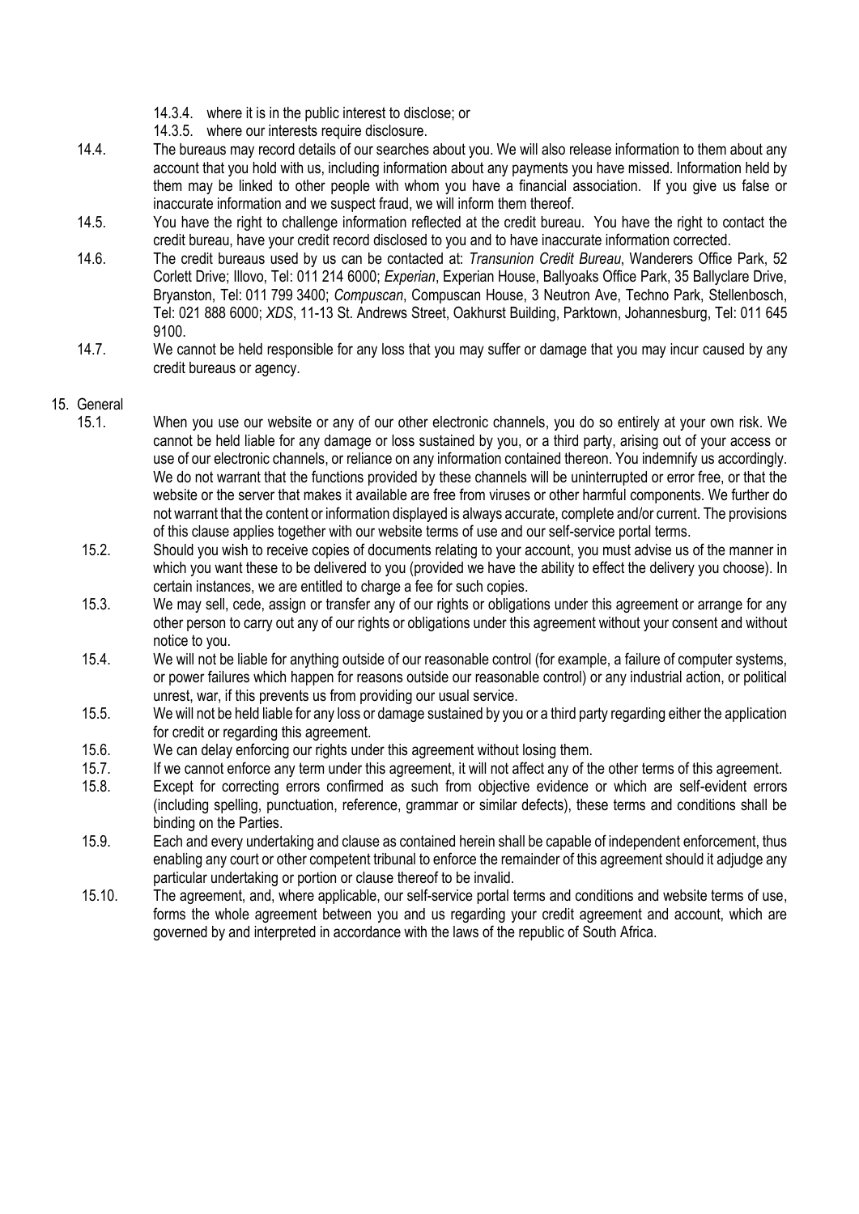14.3.4. where it is in the public interest to disclose; or

14.3.5. where our interests require disclosure.

14.4. The bureaus may record details of our searches about you. We will also release information to them about any account that you hold with us, including information about any payments you have missed. Information held by them may be linked to other people with whom you have a financial association. If you give us false or inaccurate information and we suspect fraud, we will inform them thereof.

14.5. You have the right to challenge information reflected at the credit bureau. You have the right to contact the credit bureau, have your credit record disclosed to you and to have inaccurate information corrected.

14.6. The credit bureaus used by us can be contacted at: *Transunion Credit Bureau*, Wanderers Office Park, 52 Corlett Drive; Illovo, Tel: 011 214 6000; *Experian*, Experian House, Ballyoaks Office Park, 35 Ballyclare Drive, Bryanston, Tel: 011 799 3400; *Compuscan*, Compuscan House, 3 Neutron Ave, Techno Park, Stellenbosch, Tel: 021 888 6000; *XDS*, 11-13 St. Andrews Street, Oakhurst Building, Parktown, Johannesburg, Tel: 011 645 9100.

14.7. We cannot be held responsible for any loss that you may suffer or damage that you may incur caused by any credit bureaus or agency.

15. General

15.1. When you use our website or any of our other electronic channels, you do so entirely at your own risk. We cannot be held liable for any damage or loss sustained by you, or a third party, arising out of your access or use of our electronic channels, or reliance on any information contained thereon. You indemnify us accordingly. We do not warrant that the functions provided by these channels will be uninterrupted or error free, or that the website or the server that makes it available are free from viruses or other harmful components. We further do not warrant that the content or information displayed is always accurate, complete and/or current. The provisions of this clause applies together with our website terms of use and our self-service portal terms.

15.2. Should you wish to receive copies of documents relating to your account, you must advise us of the manner in which you want these to be delivered to you (provided we have the ability to effect the delivery you choose). In certain instances, we are entitled to charge a fee for such copies.

15.3. We may sell, cede, assign or transfer any of our rights or obligations under this agreement or arrange for any other person to carry out any of our rights or obligations under this agreement without your consent and without notice to you.

15.4. We will not be liable for anything outside of our reasonable control (for example, a failure of computer systems, or power failures which happen for reasons outside our reasonable control) or any industrial action, or political unrest, war, if this prevents us from providing our usual service.

15.5. We will not be held liable for any loss or damage sustained by you or a third party regarding either the application for credit or regarding this agreement.

15.6. We can delay enforcing our rights under this agreement without losing them.

15.7. If we cannot enforce any term under this agreement, it will not affect any of the other terms of this agreement.

15.8. Except for correcting errors confirmed as such from objective evidence or which are self-evident errors (including spelling, punctuation, reference, grammar or similar defects), these terms and conditions shall be binding on the Parties.

15.9. Each and every undertaking and clause as contained herein shall be capable of independent enforcement, thus enabling any court or other competent tribunal to enforce the remainder of this agreement should it adjudge any particular undertaking or portion or clause thereof to be invalid.

15.10. The agreement, and, where applicable, our self-service portal terms and conditions and website terms of use, forms the whole agreement between you and us regarding your credit agreement and account, which are governed by and interpreted in accordance with the laws of the republic of South Africa.